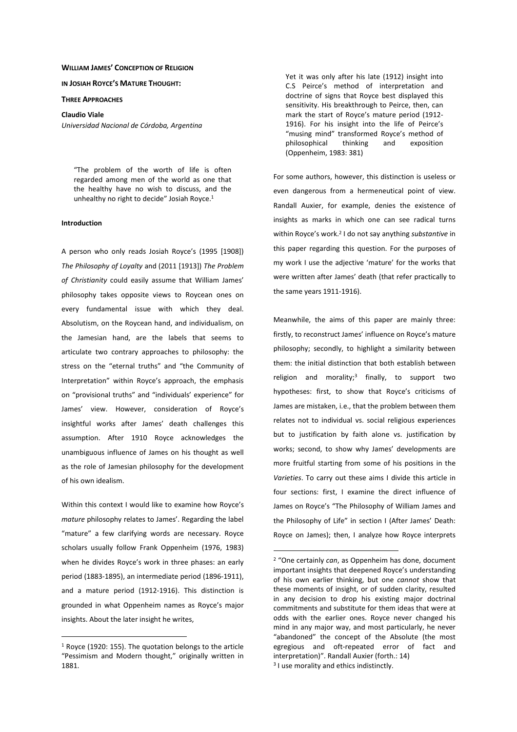**WILLIAM JAMES' CONCEPTION OF RELIGION IN JOSIAH ROYCE'S MATURE THOUGHT: THREE APPROACHES**

**Claudio Viale**
*Universidad Nacional de Córdoba, Argentina*

> "The problem of the worth of life is often regarded among men of the world as one that the healthy have no wish to discuss, and the unhealthy no right to decide" Josiah Royce.[1]

**Introduction**

A person who only reads Josiah Royce's (1995 [1908]) *The Philosophy of Loyalty* and (2011 [1913]) *The Problem of Christianity* could easily assume that William James' philosophy takes opposite views to Roycean ones on every fundamental issue with which they deal. Absolutism, on the Roycean hand, and individualism, on the Jamesian hand, are the labels that seems to articulate two contrary approaches to philosophy: the stress on the "eternal truths" and "the Community of Interpretation" within Royce's approach, the emphasis on "provisional truths" and "individuals' experience" for James' view. However, consideration of Royce's insightful works after James' death challenges this assumption. After 1910 Royce acknowledges the unambiguous influence of James on his thought as well as the role of Jamesian philosophy for the development of his own idealism.

Within this context I would like to examine how Royce's *mature* philosophy relates to James'. Regarding the label "mature" a few clarifying words are necessary. Royce scholars usually follow Frank Oppenheim (1976, 1983) when he divides Royce's work in three phases: an early period (1883-1895), an intermediate period (1896-1911), and a mature period (1912-1916). This distinction is grounded in what Oppenheim names as Royce's major insights. About the later insight he writes,

> Yet it was only after his late (1912) insight into C.S Peirce's method of interpretation and doctrine of signs that Royce best displayed this sensitivity. His breakthrough to Peirce, then, can mark the start of Royce's mature period (1912-1916). For his insight into the life of Peirce's "musing mind" transformed Royce's method of philosophical thinking and exposition (Oppenheim, 1983: 381)

For some authors, however, this distinction is useless or even dangerous from a hermeneutical point of view. Randall Auxier, for example, denies the existence of insights as marks in which one can see radical turns within Royce's work.[2] I do not say anything *substantive* in this paper regarding this question. For the purposes of my work I use the adjective 'mature' for the works that were written after James' death (that refer practically to the same years 1911-1916).

Meanwhile, the aims of this paper are mainly three: firstly, to reconstruct James' influence on Royce's mature philosophy; secondly, to highlight a similarity between them: the initial distinction that both establish between religion and morality;[3] finally, to support two hypotheses: first, to show that Royce's criticisms of James are mistaken, i.e., that the problem between them relates not to individual vs. social religious experiences but to justification by faith alone vs. justification by works; second, to show why James' developments are more fruitful starting from some of his positions in the *Varieties*. To carry out these aims I divide this article in four sections: first, I examine the direct influence of James on Royce's "The Philosophy of William James and the Philosophy of Life" in section I (After James' Death: Royce on James); then, I analyze how Royce interprets

---

[1] Royce (1920: 155). The quotation belongs to the article "Pessimism and Modern thought," originally written in 1881.

[2] "One certainly *can*, as Oppenheim has done, document important insights that deepened Royce's understanding of his own earlier thinking, but one *cannot* show that these moments of insight, or of sudden clarity, resulted in any decision to drop his existing major doctrinal commitments and substitute for them ideas that were at odds with the earlier ones. Royce never changed his mind in any major way, and most particularly, he never "abandoned" the concept of the Absolute (the most egregious and oft-repeated error of fact and interpretation)". Randall Auxier (forth.: 14)

[3] I use morality and ethics indistinctly.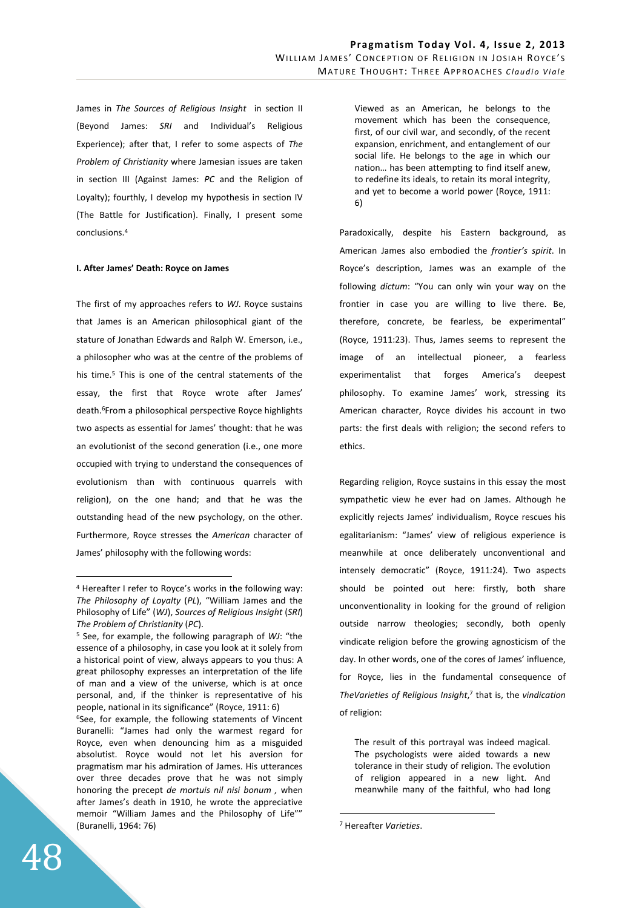James in *The Sources of Religious Insight* in section II (Beyond James: *SRI* and Individual's Religious Experience); after that, I refer to some aspects of *The Problem of Christianity* where Jamesian issues are taken in section III (Against James: *PC* and the Religion of Loyalty); fourthly, I develop my hypothesis in section IV (The Battle for Justification). Finally, I present some conclusions.[4]

**I. After James' Death: Royce on James**

The first of my approaches refers to *WJ*. Royce sustains that James is an American philosophical giant of the stature of Jonathan Edwards and Ralph W. Emerson, i.e., a philosopher who was at the centre of the problems of his time.[5] This is one of the central statements of the essay, the first that Royce wrote after James' death.[6]From a philosophical perspective Royce highlights two aspects as essential for James' thought: that he was an evolutionist of the second generation (i.e., one more occupied with trying to understand the consequences of evolutionism than with continuous quarrels with religion), on the one hand; and that he was the outstanding head of the new psychology, on the other. Furthermore, Royce stresses the *American* character of James' philosophy with the following words:

> Viewed as an American, he belongs to the movement which has been the consequence, first, of our civil war, and secondly, of the recent expansion, enrichment, and entanglement of our social life. He belongs to the age in which our nation… has been attempting to find itself anew, to redefine its ideals, to retain its moral integrity, and yet to become a world power (Royce, 1911: 6)

Paradoxically, despite his Eastern background, as American James also embodied the *frontier's spirit*. In Royce's description, James was an example of the following *dictum*: "You can only win your way on the frontier in case you are willing to live there. Be, therefore, concrete, be fearless, be experimental" (Royce, 1911:23). Thus, James seems to represent the image of an intellectual pioneer, a fearless experimentalist that forges America's deepest philosophy. To examine James' work, stressing its American character, Royce divides his account in two parts: the first deals with religion; the second refers to ethics.

Regarding religion, Royce sustains in this essay the most sympathetic view he ever had on James. Although he explicitly rejects James' individualism, Royce rescues his egalitarianism: "James' view of religious experience is meanwhile at once deliberately unconventional and intensely democratic" (Royce, 1911:24). Two aspects should be pointed out here: firstly, both share unconventionality in looking for the ground of religion outside narrow theologies; secondly, both openly vindicate religion before the growing agnosticism of the day. In other words, one of the cores of James' influence, for Royce, lies in the fundamental consequence of *TheVarieties of Religious Insight*,[7] that is, the *vindication* of religion:

> The result of this portrayal was indeed magical. The psychologists were aided towards a new tolerance in their study of religion. The evolution of religion appeared in a new light. And meanwhile many of the faithful, who had long

---

[4] Hereafter I refer to Royce's works in the following way: *The Philosophy of Loyalty* (*PL*), "William James and the Philosophy of Life" (*WJ*), *Sources of Religious Insight* (*SRI*) *The Problem of Christianity* (*PC*).

[5] See, for example, the following paragraph of *WJ*: "the essence of a philosophy, in case you look at it solely from a historical point of view, always appears to you thus: A great philosophy expresses an interpretation of the life of man and a view of the universe, which is at once personal, and, if the thinker is representative of his people, national in its significance" (Royce, 1911: 6)

[6]See, for example, the following statements of Vincent Buranelli: "James had only the warmest regard for Royce, even when denouncing him as a misguided absolutist. Royce would not let his aversion for pragmatism mar his admiration of James. His utterances over three decades prove that he was not simply honoring the precept *de mortuis nil nisi bonum* , when after James's death in 1910, he wrote the appreciative memoir "William James and the Philosophy of Life"" (Buranelli, 1964: 76)

[7] Hereafter *Varieties*.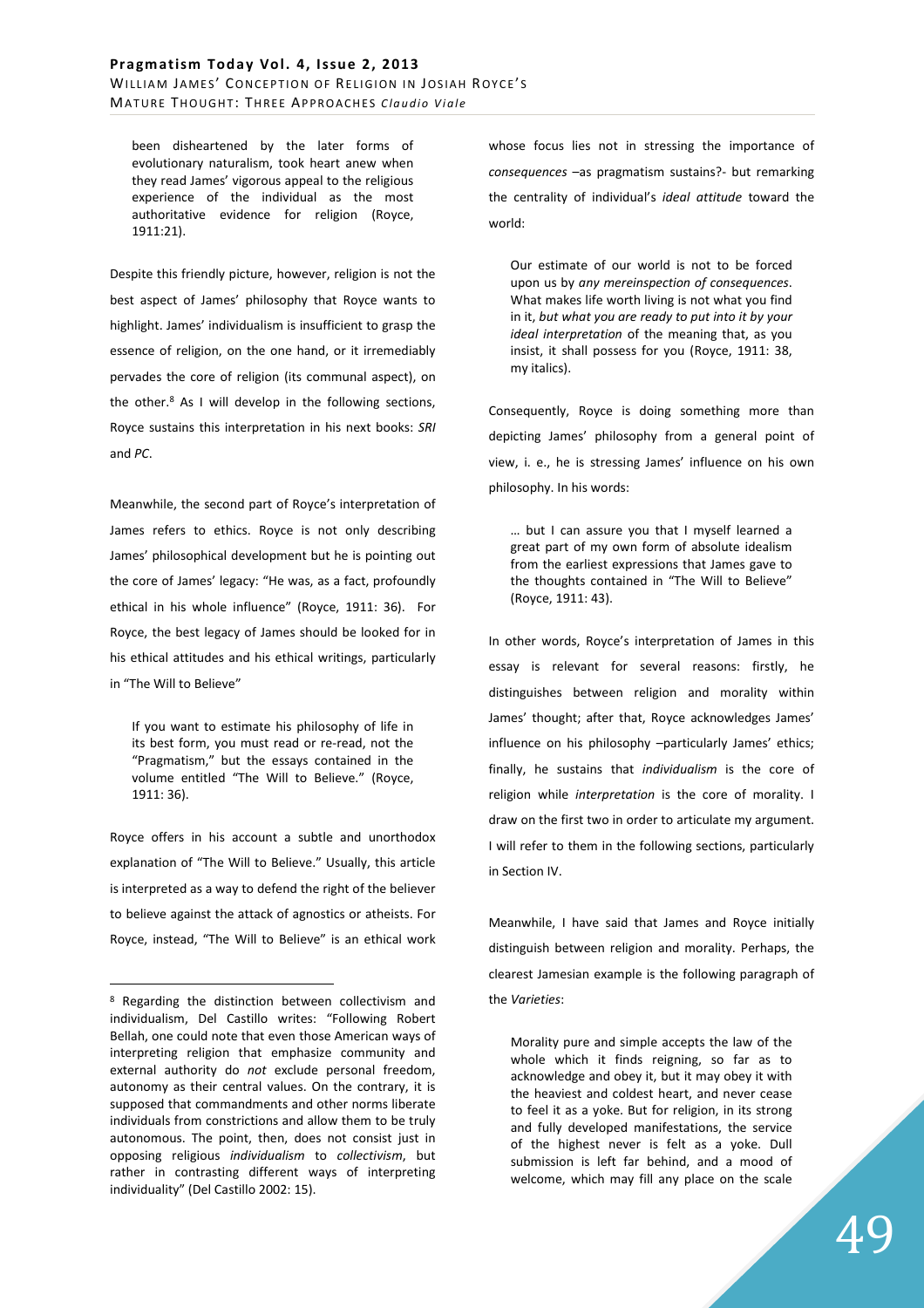> been disheartened by the later forms of evolutionary naturalism, took heart anew when they read James' vigorous appeal to the religious experience of the individual as the most authoritative evidence for religion (Royce, 1911:21).

Despite this friendly picture, however, religion is not the best aspect of James' philosophy that Royce wants to highlight. James' individualism is insufficient to grasp the essence of religion, on the one hand, or it irremediably pervades the core of religion (its communal aspect), on the other.[8] As I will develop in the following sections, Royce sustains this interpretation in his next books: *SRI* and *PC*.

Meanwhile, the second part of Royce's interpretation of James refers to ethics. Royce is not only describing James' philosophical development but he is pointing out the core of James' legacy: "He was, as a fact, profoundly ethical in his whole influence" (Royce, 1911: 36). For Royce, the best legacy of James should be looked for in his ethical attitudes and his ethical writings, particularly in "The Will to Believe"

> If you want to estimate his philosophy of life in its best form, you must read or re-read, not the "Pragmatism," but the essays contained in the volume entitled "The Will to Believe." (Royce, 1911: 36).

Royce offers in his account a subtle and unorthodox explanation of "The Will to Believe." Usually, this article is interpreted as a way to defend the right of the believer to believe against the attack of agnostics or atheists. For Royce, instead, "The Will to Believe" is an ethical work whose focus lies not in stressing the importance of *consequences* –as pragmatism sustains?- but remarking the centrality of individual's *ideal attitude* toward the world:

> Our estimate of our world is not to be forced upon us by *any mereinspection of consequences*. What makes life worth living is not what you find in it, *but what you are ready to put into it by your ideal interpretation* of the meaning that, as you insist, it shall possess for you (Royce, 1911: 38, my italics).

Consequently, Royce is doing something more than depicting James' philosophy from a general point of view, i. e., he is stressing James' influence on his own philosophy. In his words:

> … but I can assure you that I myself learned a great part of my own form of absolute idealism from the earliest expressions that James gave to the thoughts contained in "The Will to Believe" (Royce, 1911: 43).

In other words, Royce's interpretation of James in this essay is relevant for several reasons: firstly, he distinguishes between religion and morality within James' thought; after that, Royce acknowledges James' influence on his philosophy –particularly James' ethics; finally, he sustains that *individualism* is the core of religion while *interpretation* is the core of morality. I draw on the first two in order to articulate my argument. I will refer to them in the following sections, particularly in Section IV.

Meanwhile, I have said that James and Royce initially distinguish between religion and morality. Perhaps, the clearest Jamesian example is the following paragraph of the *Varieties*:

> Morality pure and simple accepts the law of the whole which it finds reigning, so far as to acknowledge and obey it, but it may obey it with the heaviest and coldest heart, and never cease to feel it as a yoke. But for religion, in its strong and fully developed manifestations, the service of the highest never is felt as a yoke. Dull submission is left far behind, and a mood of welcome, which may fill any place on the scale

---

[8] Regarding the distinction between collectivism and individualism, Del Castillo writes: "Following Robert Bellah, one could note that even those American ways of interpreting religion that emphasize community and external authority do *not* exclude personal freedom, autonomy as their central values. On the contrary, it is supposed that commandments and other norms liberate individuals from constrictions and allow them to be truly autonomous. The point, then, does not consist just in opposing religious *individualism* to *collectivism*, but rather in contrasting different ways of interpreting individuality" (Del Castillo 2002: 15).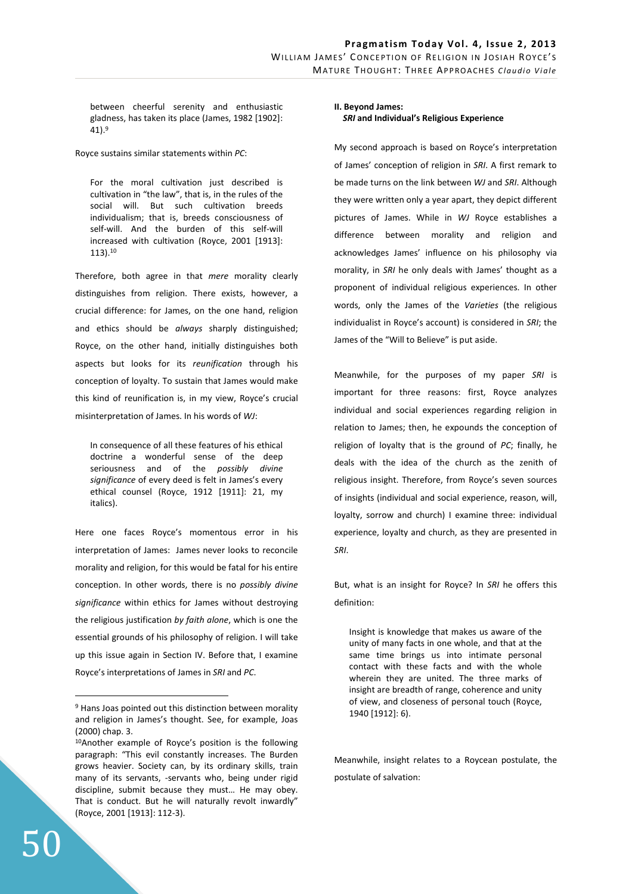between cheerful serenity and enthusiastic gladness, has taken its place (James, 1982 [1902]: 41).[9]

Royce sustains similar statements within *PC*:

> For the moral cultivation just described is cultivation in "the law", that is, in the rules of the social will. But such cultivation breeds individualism; that is, breeds consciousness of self-will. And the burden of this self-will increased with cultivation (Royce, 2001 [1913]: 113).[10]

Therefore, both agree in that *mere* morality clearly distinguishes from religion. There exists, however, a crucial difference: for James, on the one hand, religion and ethics should be *always* sharply distinguished; Royce, on the other hand, initially distinguishes both aspects but looks for its *reunification* through his conception of loyalty. To sustain that James would make this kind of reunification is, in my view, Royce's crucial misinterpretation of James. In his words of *WJ*:

> In consequence of all these features of his ethical doctrine a wonderful sense of the deep seriousness and of the *possibly divine significance* of every deed is felt in James's every ethical counsel (Royce, 1912 [1911]: 21, my italics).

Here one faces Royce's momentous error in his interpretation of James: James never looks to reconcile morality and religion, for this would be fatal for his entire conception. In other words, there is no *possibly divine significance* within ethics for James without destroying the religious justification *by faith alone*, which is one the essential grounds of his philosophy of religion. I will take up this issue again in Section IV. Before that, I examine Royce's interpretations of James in *SRI* and *PC*.

## II. Beyond James: *SRI* and Individual's Religious Experience

My second approach is based on Royce's interpretation of James' conception of religion in *SRI*. A first remark to be made turns on the link between *WJ* and *SRI*. Although they were written only a year apart, they depict different pictures of James. While in *WJ* Royce establishes a difference between morality and religion and acknowledges James' influence on his philosophy via morality, in *SRI* he only deals with James' thought as a proponent of individual religious experiences. In other words, only the James of the *Varieties* (the religious individualist in Royce's account) is considered in *SRI*; the James of the "Will to Believe" is put aside.

Meanwhile, for the purposes of my paper *SRI* is important for three reasons: first, Royce analyzes individual and social experiences regarding religion in relation to James; then, he expounds the conception of religion of loyalty that is the ground of *PC*; finally, he deals with the idea of the church as the zenith of religious insight. Therefore, from Royce's seven sources of insights (individual and social experience, reason, will, loyalty, sorrow and church) I examine three: individual experience, loyalty and church, as they are presented in *SRI*.

But, what is an insight for Royce? In *SRI* he offers this definition:

> Insight is knowledge that makes us aware of the unity of many facts in one whole, and that at the same time brings us into intimate personal contact with these facts and with the whole wherein they are united. The three marks of insight are breadth of range, coherence and unity of view, and closeness of personal touch (Royce, 1940 [1912]: 6).

Meanwhile, insight relates to a Roycean postulate, the postulate of salvation:

---

[9] Hans Joas pointed out this distinction between morality and religion in James's thought. See, for example, Joas (2000) chap. 3.

[10] Another example of Royce's position is the following paragraph: "This evil constantly increases. The Burden grows heavier. Society can, by its ordinary skills, train many of its servants, -servants who, being under rigid discipline, submit because they must… He may obey. That is conduct. But he will naturally revolt inwardly" (Royce, 2001 [1913]: 112-3).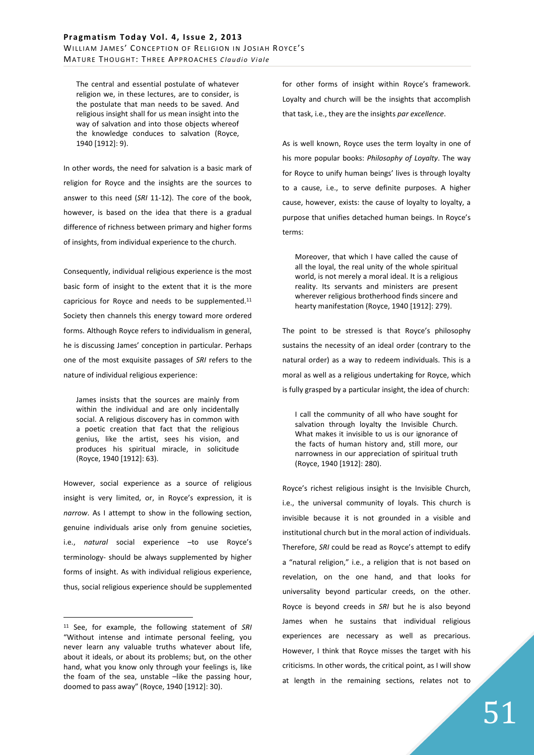> The central and essential postulate of whatever religion we, in these lectures, are to consider, is the postulate that man needs to be saved. And religious insight shall for us mean insight into the way of salvation and into those objects whereof the knowledge conduces to salvation (Royce, 1940 [1912]: 9).

In other words, the need for salvation is a basic mark of religion for Royce and the insights are the sources to answer to this need (*SRI* 11-12). The core of the book, however, is based on the idea that there is a gradual difference of richness between primary and higher forms of insights, from individual experience to the church.

Consequently, individual religious experience is the most basic form of insight to the extent that it is the more capricious for Royce and needs to be supplemented.[11] Society then channels this energy toward more ordered forms. Although Royce refers to individualism in general, he is discussing James' conception in particular. Perhaps one of the most exquisite passages of *SRI* refers to the nature of individual religious experience:

> James insists that the sources are mainly from within the individual and are only incidentally social. A religious discovery has in common with a poetic creation that fact that the religious genius, like the artist, sees his vision, and produces his spiritual miracle, in solicitude (Royce, 1940 [1912]: 63).

However, social experience as a source of religious insight is very limited, or, in Royce's expression, it is *narrow*. As I attempt to show in the following section, genuine individuals arise only from genuine societies, i.e., *natural* social experience –to use Royce's terminology- should be always supplemented by higher forms of insight. As with individual religious experience, thus, social religious experience should be supplemented for other forms of insight within Royce's framework. Loyalty and church will be the insights that accomplish that task, i.e., they are the insights *par excellence*.

As is well known, Royce uses the term loyalty in one of his more popular books: *Philosophy of Loyalty*. The way for Royce to unify human beings' lives is through loyalty to a cause, i.e., to serve definite purposes. A higher cause, however, exists: the cause of loyalty to loyalty, a purpose that unifies detached human beings. In Royce's terms:

> Moreover, that which I have called the cause of all the loyal, the real unity of the whole spiritual world, is not merely a moral ideal. It is a religious reality. Its servants and ministers are present wherever religious brotherhood finds sincere and hearty manifestation (Royce, 1940 [1912]: 279).

The point to be stressed is that Royce's philosophy sustains the necessity of an ideal order (contrary to the natural order) as a way to redeem individuals. This is a moral as well as a religious undertaking for Royce, which is fully grasped by a particular insight, the idea of church:

> I call the community of all who have sought for salvation through loyalty the Invisible Church. What makes it invisible to us is our ignorance of the facts of human history and, still more, our narrowness in our appreciation of spiritual truth (Royce, 1940 [1912]: 280).

Royce's richest religious insight is the Invisible Church, i.e., the universal community of loyals. This church is invisible because it is not grounded in a visible and institutional church but in the moral action of individuals. Therefore, *SRI* could be read as Royce's attempt to edify a "natural religion," i.e., a religion that is not based on revelation, on the one hand, and that looks for universality beyond particular creeds, on the other. Royce is beyond creeds in *SRI* but he is also beyond James when he sustains that individual religious experiences are necessary as well as precarious. However, I think that Royce misses the target with his criticisms. In other words, the critical point, as I will show at length in the remaining sections, relates not to

---

[11] See, for example, the following statement of *SRI* "Without intense and intimate personal feeling, you never learn any valuable truths whatever about life, about it ideals, or about its problems; but, on the other hand, what you know only through your feelings is, like the foam of the sea, unstable –like the passing hour, doomed to pass away" (Royce, 1940 [1912]: 30).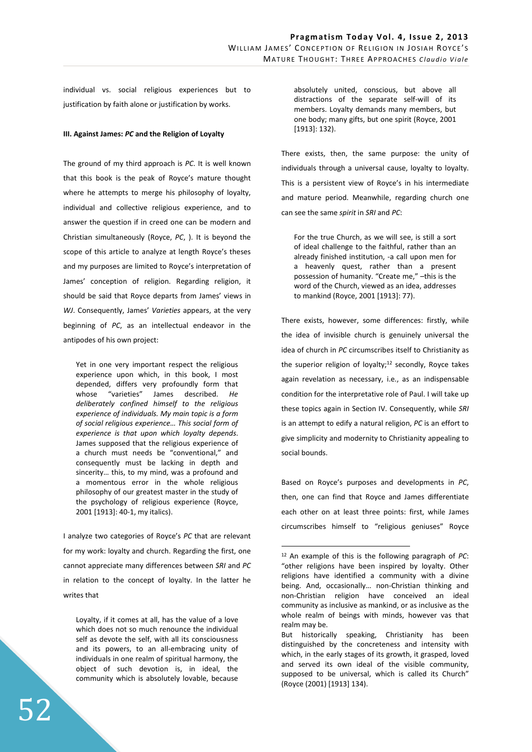individual vs. social religious experiences but to justification by faith alone or justification by works.

### III. Against James: *PC* and the Religion of Loyalty

The ground of my third approach is *PC*. It is well known that this book is the peak of Royce's mature thought where he attempts to merge his philosophy of loyalty, individual and collective religious experience, and to answer the question if in creed one can be modern and Christian simultaneously (Royce, *PC*, ). It is beyond the scope of this article to analyze at length Royce's theses and my purposes are limited to Royce's interpretation of James' conception of religion. Regarding religion, it should be said that Royce departs from James' views in *WJ*. Consequently, James' *Varieties* appears, at the very beginning of *PC*, as an intellectual endeavor in the antipodes of his own project:

> Yet in one very important respect the religious experience upon which, in this book, I most depended, differs very profoundly form that whose "varieties" James described. *He deliberately confined himself to the religious experience of individuals. My main topic is a form of social religious experience… This social form of experience is that upon which loyalty depends.* James supposed that the religious experience of a church must needs be "conventional," and consequently must be lacking in depth and sincerity… this, to my mind, was a profound and a momentous error in the whole religious philosophy of our greatest master in the study of the psychology of religious experience (Royce, 2001 [1913]: 40-1, my italics).

I analyze two categories of Royce's *PC* that are relevant for my work: loyalty and church. Regarding the first, one cannot appreciate many differences between *SRI* and *PC* in relation to the concept of loyalty. In the latter he writes that

> Loyalty, if it comes at all, has the value of a love which does not so much renounce the individual self as devote the self, with all its consciousness and its powers, to an all-embracing unity of individuals in one realm of spiritual harmony, the object of such devotion is, in ideal, the community which is absolutely lovable, because absolutely united, conscious, but above all distractions of the separate self-will of its members. Loyalty demands many members, but one body; many gifts, but one spirit (Royce, 2001 [1913]: 132).

There exists, then, the same purpose: the unity of individuals through a universal cause, loyalty to loyalty. This is a persistent view of Royce's in his intermediate and mature period. Meanwhile, regarding church one can see the same *spirit* in *SRI* and *PC*:

> For the true Church, as we will see, is still a sort of ideal challenge to the faithful, rather than an already finished institution, -a call upon men for a heavenly quest, rather than a present possession of humanity. "Create me," –this is the word of the Church, viewed as an idea, addresses to mankind (Royce, 2001 [1913]: 77).

There exists, however, some differences: firstly, while the idea of invisible church is genuinely universal the idea of church in *PC* circumscribes itself to Christianity as the superior religion of loyalty;[12] secondly, Royce takes again revelation as necessary, i.e., as an indispensable condition for the interpretative role of Paul. I will take up these topics again in Section IV. Consequently, while *SRI* is an attempt to edify a natural religion, *PC* is an effort to give simplicity and modernity to Christianity appealing to social bounds.

Based on Royce's purposes and developments in *PC*, then, one can find that Royce and James differentiate each other on at least three points: first, while James circumscribes himself to "religious geniuses" Royce

---

[12] An example of this is the following paragraph of *PC*: "other religions have been inspired by loyalty. Other religions have identified a community with a divine being. And, occasionally… non-Christian thinking and non-Christian religion have conceived an ideal community as inclusive as mankind, or as inclusive as the whole realm of beings with minds, however vas that realm may be.

But historically speaking, Christianity has been distinguished by the concreteness and intensity with which, in the early stages of its growth, it grasped, loved and served its own ideal of the visible community, supposed to be universal, which is called its Church" (Royce (2001) [1913] 134).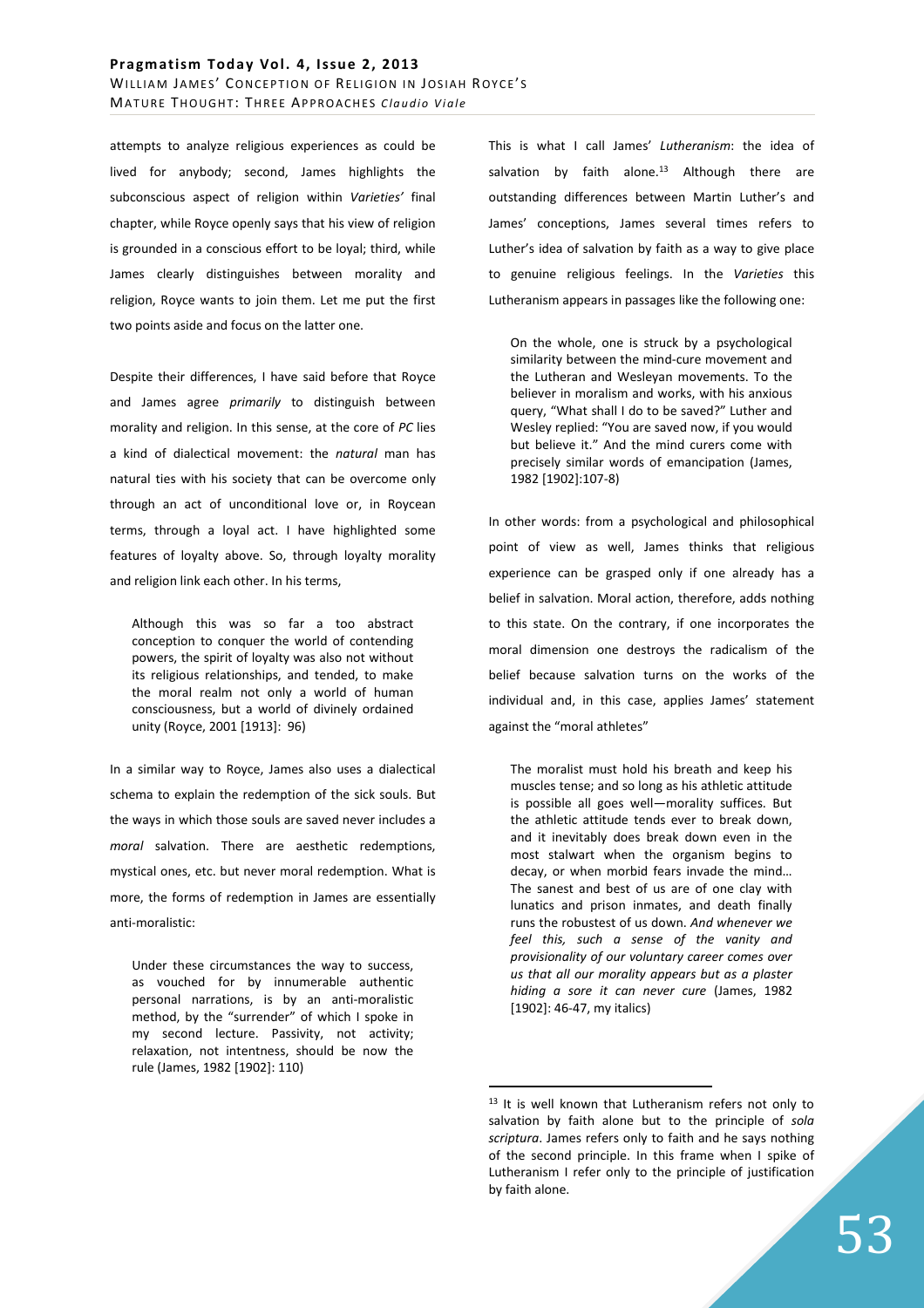attempts to analyze religious experiences as could be lived for anybody; second, James highlights the subconscious aspect of religion within *Varieties'* final chapter, while Royce openly says that his view of religion is grounded in a conscious effort to be loyal; third, while James clearly distinguishes between morality and religion, Royce wants to join them. Let me put the first two points aside and focus on the latter one.

Despite their differences, I have said before that Royce and James agree *primarily* to distinguish between morality and religion. In this sense, at the core of *PC* lies a kind of dialectical movement: the *natural* man has natural ties with his society that can be overcome only through an act of unconditional love or, in Roycean terms, through a loyal act. I have highlighted some features of loyalty above. So, through loyalty morality and religion link each other. In his terms,

> Although this was so far a too abstract conception to conquer the world of contending powers, the spirit of loyalty was also not without its religious relationships, and tended, to make the moral realm not only a world of human consciousness, but a world of divinely ordained unity (Royce, 2001 [1913]: 96)

In a similar way to Royce, James also uses a dialectical schema to explain the redemption of the sick souls. But the ways in which those souls are saved never includes a *moral* salvation. There are aesthetic redemptions, mystical ones, etc. but never moral redemption. What is more, the forms of redemption in James are essentially anti-moralistic:

> Under these circumstances the way to success, as vouched for by innumerable authentic personal narrations, is by an anti-moralistic method, by the "surrender" of which I spoke in my second lecture. Passivity, not activity; relaxation, not intentness, should be now the rule (James, 1982 [1902]: 110)

This is what I call James' *Lutheranism*: the idea of salvation by faith alone.[13] Although there are outstanding differences between Martin Luther's and James' conceptions, James several times refers to Luther's idea of salvation by faith as a way to give place to genuine religious feelings. In the *Varieties* this Lutheranism appears in passages like the following one:

> On the whole, one is struck by a psychological similarity between the mind-cure movement and the Lutheran and Wesleyan movements. To the believer in moralism and works, with his anxious query, "What shall I do to be saved?" Luther and Wesley replied: "You are saved now, if you would but believe it." And the mind curers come with precisely similar words of emancipation (James, 1982 [1902]:107-8)

In other words: from a psychological and philosophical point of view as well, James thinks that religious experience can be grasped only if one already has a belief in salvation. Moral action, therefore, adds nothing to this state. On the contrary, if one incorporates the moral dimension one destroys the radicalism of the belief because salvation turns on the works of the individual and, in this case, applies James' statement against the "moral athletes"

> The moralist must hold his breath and keep his muscles tense; and so long as his athletic attitude is possible all goes well—morality suffices. But the athletic attitude tends ever to break down, and it inevitably does break down even in the most stalwart when the organism begins to decay, or when morbid fears invade the mind… The sanest and best of us are of one clay with lunatics and prison inmates, and death finally runs the robustest of us down. *And whenever we feel this, such a sense of the vanity and provisionality of our voluntary career comes over us that all our morality appears but as a plaster hiding a sore it can never cure* (James, 1982 [1902]: 46-47, my italics)

---

[13] It is well known that Lutheranism refers not only to salvation by faith alone but to the principle of *sola scriptura*. James refers only to faith and he says nothing of the second principle. In this frame when I spike of Lutheranism I refer only to the principle of justification by faith alone.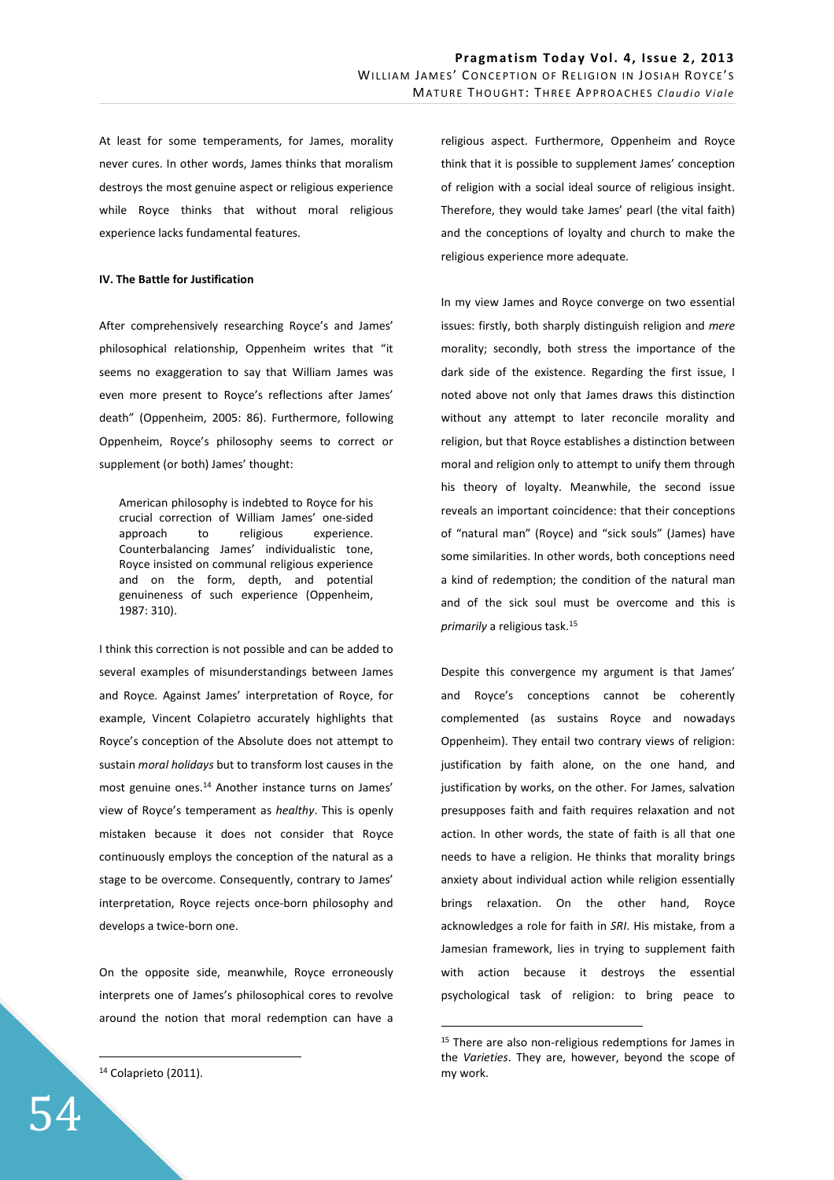At least for some temperaments, for James, morality never cures. In other words, James thinks that moralism destroys the most genuine aspect or religious experience while Royce thinks that without moral religious experience lacks fundamental features.

**IV. The Battle for Justification**

After comprehensively researching Royce's and James' philosophical relationship, Oppenheim writes that "it seems no exaggeration to say that William James was even more present to Royce's reflections after James' death" (Oppenheim, 2005: 86). Furthermore, following Oppenheim, Royce's philosophy seems to correct or supplement (or both) James' thought:

> American philosophy is indebted to Royce for his crucial correction of William James' one-sided approach to religious experience. Counterbalancing James' individualistic tone, Royce insisted on communal religious experience and on the form, depth, and potential genuineness of such experience (Oppenheim, 1987: 310).

I think this correction is not possible and can be added to several examples of misunderstandings between James and Royce. Against James' interpretation of Royce, for example, Vincent Colapietro accurately highlights that Royce's conception of the Absolute does not attempt to sustain *moral holidays* but to transform lost causes in the most genuine ones.[14] Another instance turns on James' view of Royce's temperament as *healthy*. This is openly mistaken because it does not consider that Royce continuously employs the conception of the natural as a stage to be overcome. Consequently, contrary to James' interpretation, Royce rejects once-born philosophy and develops a twice-born one.

On the opposite side, meanwhile, Royce erroneously interprets one of James's philosophical cores to revolve around the notion that moral redemption can have a religious aspect. Furthermore, Oppenheim and Royce think that it is possible to supplement James' conception of religion with a social ideal source of religious insight. Therefore, they would take James' pearl (the vital faith) and the conceptions of loyalty and church to make the religious experience more adequate.

In my view James and Royce converge on two essential issues: firstly, both sharply distinguish religion and *mere* morality; secondly, both stress the importance of the dark side of the existence. Regarding the first issue, I noted above not only that James draws this distinction without any attempt to later reconcile morality and religion, but that Royce establishes a distinction between moral and religion only to attempt to unify them through his theory of loyalty. Meanwhile, the second issue reveals an important coincidence: that their conceptions of "natural man" (Royce) and "sick souls" (James) have some similarities. In other words, both conceptions need a kind of redemption; the condition of the natural man and of the sick soul must be overcome and this is *primarily* a religious task.[15]

Despite this convergence my argument is that James' and Royce's conceptions cannot be coherently complemented (as sustains Royce and nowadays Oppenheim). They entail two contrary views of religion: justification by faith alone, on the one hand, and justification by works, on the other. For James, salvation presupposes faith and faith requires relaxation and not action. In other words, the state of faith is all that one needs to have a religion. He thinks that morality brings anxiety about individual action while religion essentially brings relaxation. On the other hand, Royce acknowledges a role for faith in *SRI*. His mistake, from a Jamesian framework, lies in trying to supplement faith with action because it destroys the essential psychological task of religion: to bring peace to

[14] Colaprieto (2011).

[15] There are also non-religious redemptions for James in the *Varieties*. They are, however, beyond the scope of my work.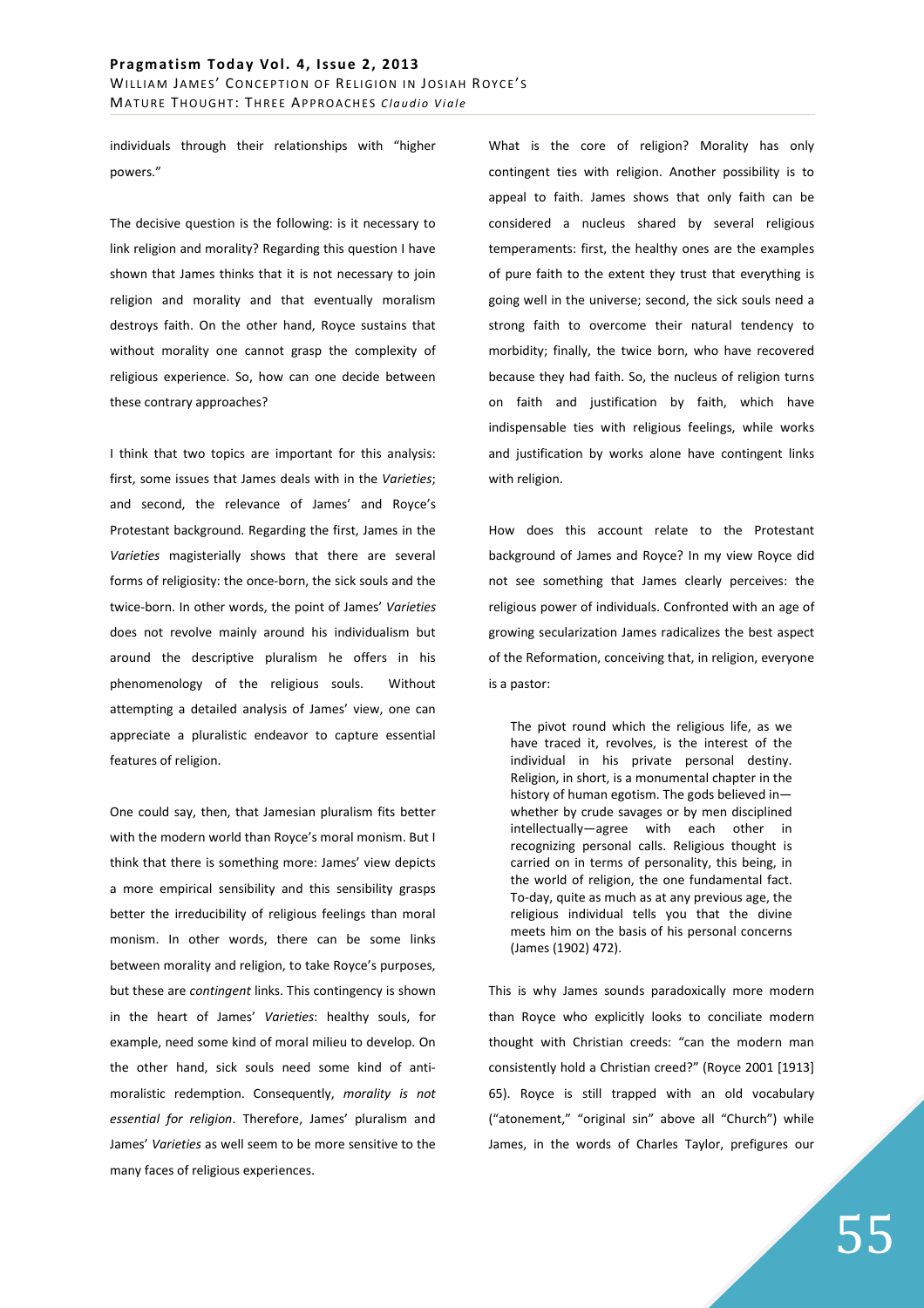individuals through their relationships with "higher powers."

The decisive question is the following: is it necessary to link religion and morality? Regarding this question I have shown that James thinks that it is not necessary to join religion and morality and that eventually moralism destroys faith. On the other hand, Royce sustains that without morality one cannot grasp the complexity of religious experience. So, how can one decide between these contrary approaches?

I think that two topics are important for this analysis: first, some issues that James deals with in the *Varieties*; and second, the relevance of James' and Royce's Protestant background. Regarding the first, James in the *Varieties* magisterially shows that there are several forms of religiosity: the once-born, the sick souls and the twice-born. In other words, the point of James' *Varieties* does not revolve mainly around his individualism but around the descriptive pluralism he offers in his phenomenology of the religious souls. Without attempting a detailed analysis of James' view, one can appreciate a pluralistic endeavor to capture essential features of religion.

One could say, then, that Jamesian pluralism fits better with the modern world than Royce's moral monism. But I think that there is something more: James' view depicts a more empirical sensibility and this sensibility grasps better the irreducibility of religious feelings than moral monism. In other words, there can be some links between morality and religion, to take Royce's purposes, but these are *contingent* links. This contingency is shown in the heart of James' *Varieties*: healthy souls, for example, need some kind of moral milieu to develop. On the other hand, sick souls need some kind of anti-moralistic redemption. Consequently, *morality is not essential for religion*. Therefore, James' pluralism and James' *Varieties* as well seem to be more sensitive to the many faces of religious experiences.

What is the core of religion? Morality has only contingent ties with religion. Another possibility is to appeal to faith. James shows that only faith can be considered a nucleus shared by several religious temperaments: first, the healthy ones are the examples of pure faith to the extent they trust that everything is going well in the universe; second, the sick souls need a strong faith to overcome their natural tendency to morbidity; finally, the twice born, who have recovered because they had faith. So, the nucleus of religion turns on faith and justification by faith, which have indispensable ties with religious feelings, while works and justification by works alone have contingent links with religion.

How does this account relate to the Protestant background of James and Royce? In my view Royce did not see something that James clearly perceives: the religious power of individuals. Confronted with an age of growing secularization James radicalizes the best aspect of the Reformation, conceiving that, in religion, everyone is a pastor:

> The pivot round which the religious life, as we have traced it, revolves, is the interest of the individual in his private personal destiny. Religion, in short, is a monumental chapter in the history of human egotism. The gods believed in—whether by crude savages or by men disciplined intellectually—agree with each other in recognizing personal calls. Religious thought is carried on in terms of personality, this being, in the world of religion, the one fundamental fact. To-day, quite as much as at any previous age, the religious individual tells you that the divine meets him on the basis of his personal concerns (James (1902) 472).

This is why James sounds paradoxically more modern than Royce who explicitly looks to conciliate modern thought with Christian creeds: "can the modern man consistently hold a Christian creed?" (Royce 2001 [1913] 65). Royce is still trapped with an old vocabulary ("atonement," "original sin" above all "Church") while James, in the words of Charles Taylor, prefigures our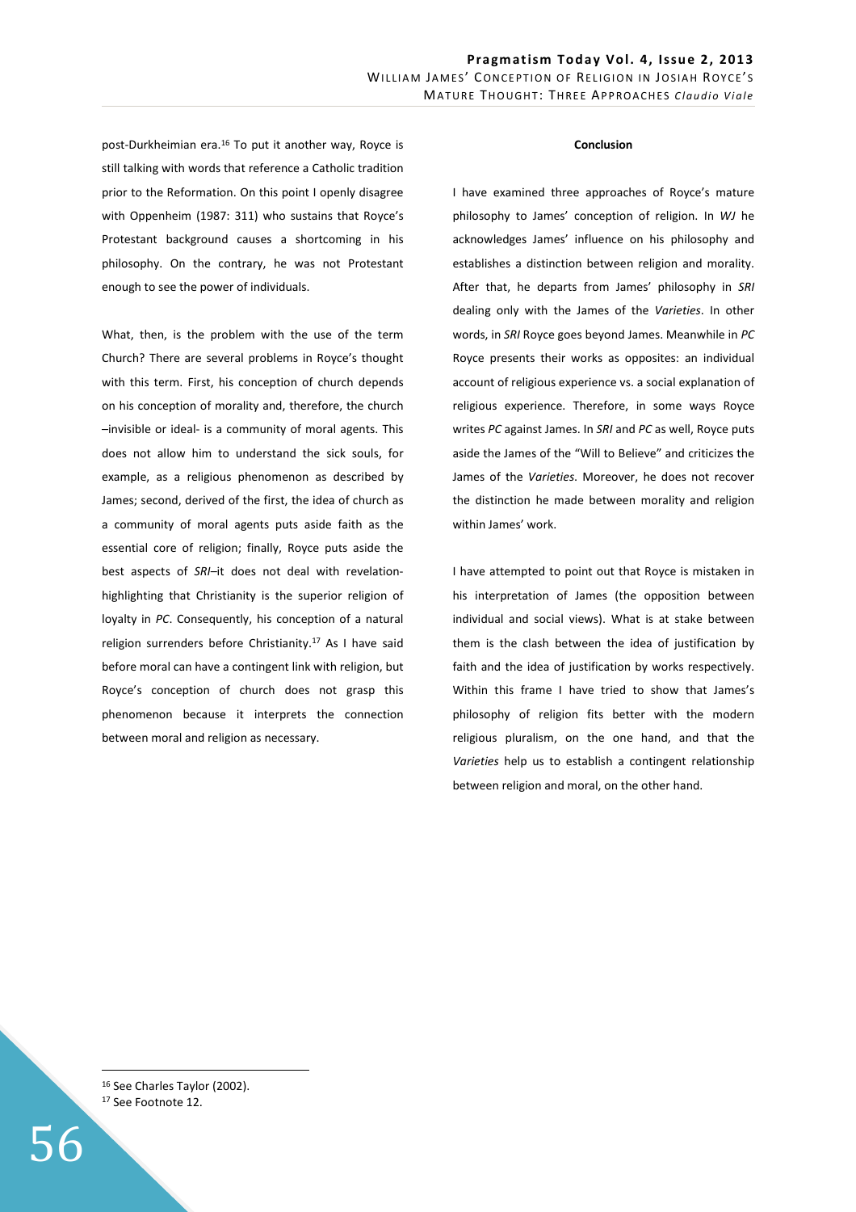post-Durkheimian era.[16] To put it another way, Royce is still talking with words that reference a Catholic tradition prior to the Reformation. On this point I openly disagree with Oppenheim (1987: 311) who sustains that Royce's Protestant background causes a shortcoming in his philosophy. On the contrary, he was not Protestant enough to see the power of individuals.

What, then, is the problem with the use of the term Church? There are several problems in Royce's thought with this term. First, his conception of church depends on his conception of morality and, therefore, the church –invisible or ideal- is a community of moral agents. This does not allow him to understand the sick souls, for example, as a religious phenomenon as described by James; second, derived of the first, the idea of church as a community of moral agents puts aside faith as the essential core of religion; finally, Royce puts aside the best aspects of *SRI*–it does not deal with revelation-highlighting that Christianity is the superior religion of loyalty in *PC*. Consequently, his conception of a natural religion surrenders before Christianity.[17] As I have said before moral can have a contingent link with religion, but Royce's conception of church does not grasp this phenomenon because it interprets the connection between moral and religion as necessary.

**Conclusion**

I have examined three approaches of Royce's mature philosophy to James' conception of religion. In *WJ* he acknowledges James' influence on his philosophy and establishes a distinction between religion and morality. After that, he departs from James' philosophy in *SRI* dealing only with the James of the *Varieties*. In other words, in *SRI* Royce goes beyond James. Meanwhile in *PC* Royce presents their works as opposites: an individual account of religious experience vs. a social explanation of religious experience. Therefore, in some ways Royce writes *PC* against James. In *SRI* and *PC* as well, Royce puts aside the James of the "Will to Believe" and criticizes the James of the *Varieties*. Moreover, he does not recover the distinction he made between morality and religion within James' work.

I have attempted to point out that Royce is mistaken in his interpretation of James (the opposition between individual and social views). What is at stake between them is the clash between the idea of justification by faith and the idea of justification by works respectively. Within this frame I have tried to show that James's philosophy of religion fits better with the modern religious pluralism, on the one hand, and that the *Varieties* help us to establish a contingent relationship between religion and moral, on the other hand.

---

[16] See Charles Taylor (2002).

[17] See Footnote 12.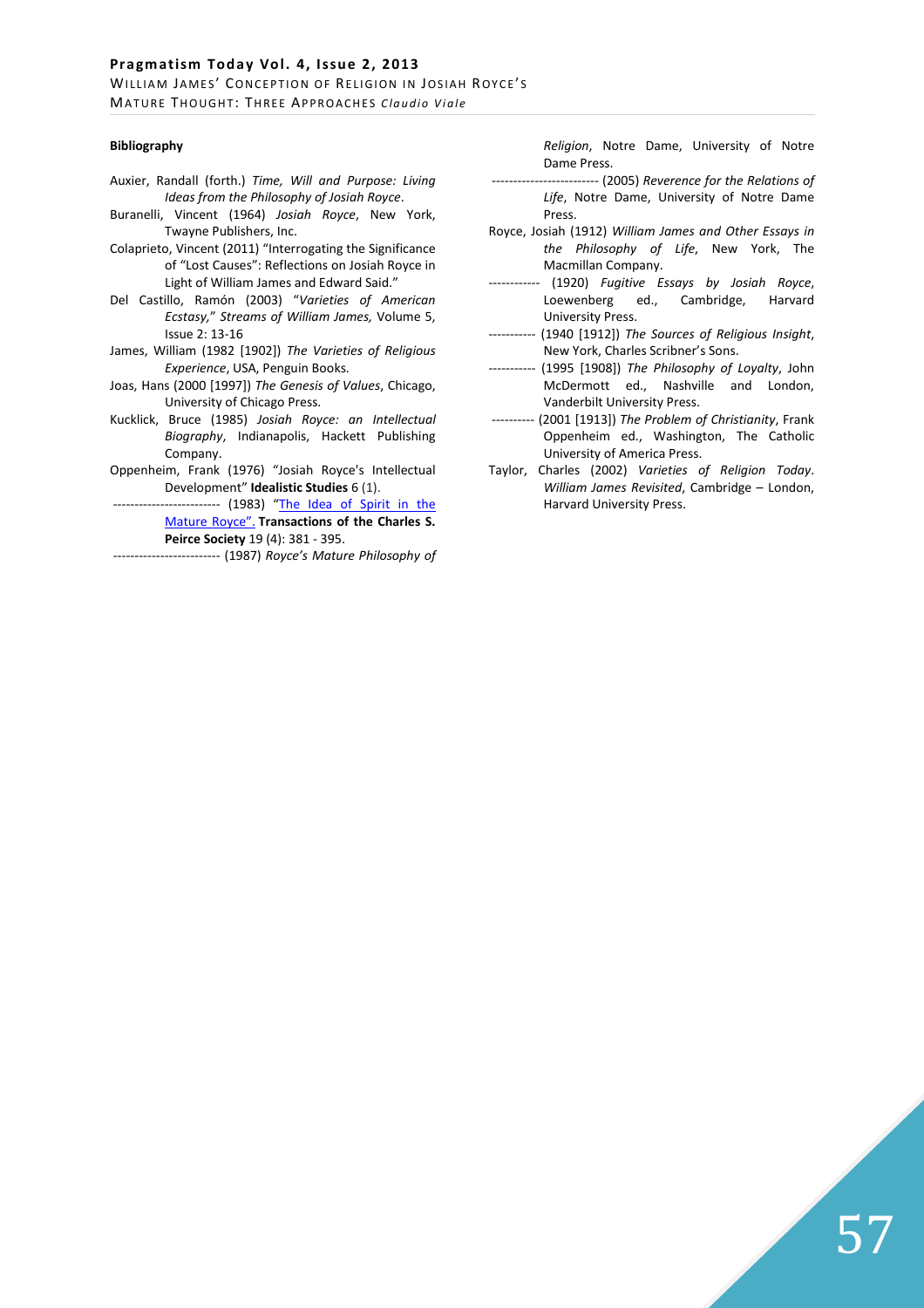**Bibliography**

Auxier, Randall (forth.) *Time, Will and Purpose: Living Ideas from the Philosophy of Josiah Royce*.

Buranelli, Vincent (1964) *Josiah Royce*, New York, Twayne Publishers, Inc.

Colaprieto, Vincent (2011) "Interrogating the Significance of "Lost Causes": Reflections on Josiah Royce in Light of William James and Edward Said."

Del Castillo, Ramón (2003) "*Varieties of American Ecstasy,*" *Streams of William James,* Volume 5, Issue 2: 13-16

James, William (1982 [1902]) *The Varieties of Religious Experience*, USA, Penguin Books.

Joas, Hans (2000 [1997]) *The Genesis of Values*, Chicago, University of Chicago Press.

Kucklick, Bruce (1985) *Josiah Royce: an Intellectual Biography*, Indianapolis, Hackett Publishing Company.

Oppenheim, Frank (1976) "Josiah Royce's Intellectual Development" **Idealistic Studies** 6 (1).

------------------------ (1983) "The Idea of Spirit in the Mature Royce". **Transactions of the Charles S. Peirce Society** 19 (4): 381 - 395.

------------------------ (1987) *Royce's Mature Philosophy of Religion*, Notre Dame, University of Notre Dame Press.

------------------------ (2005) *Reverence for the Relations of Life*, Notre Dame, University of Notre Dame Press.

Royce, Josiah (1912) *William James and Other Essays in the Philosophy of Life*, New York, The Macmillan Company.

------------ (1920) *Fugitive Essays by Josiah Royce*, Loewenberg ed., Cambridge, Harvard University Press.

----------- (1940 [1912]) *The Sources of Religious Insight*, New York, Charles Scribner's Sons.

----------- (1995 [1908]) *The Philosophy of Loyalty*, John McDermott ed., Nashville and London, Vanderbilt University Press.

---------- (2001 [1913]) *The Problem of Christianity*, Frank Oppenheim ed., Washington, The Catholic University of America Press.

Taylor, Charles (2002) *Varieties of Religion Today*. *William James Revisited*, Cambridge – London, Harvard University Press.